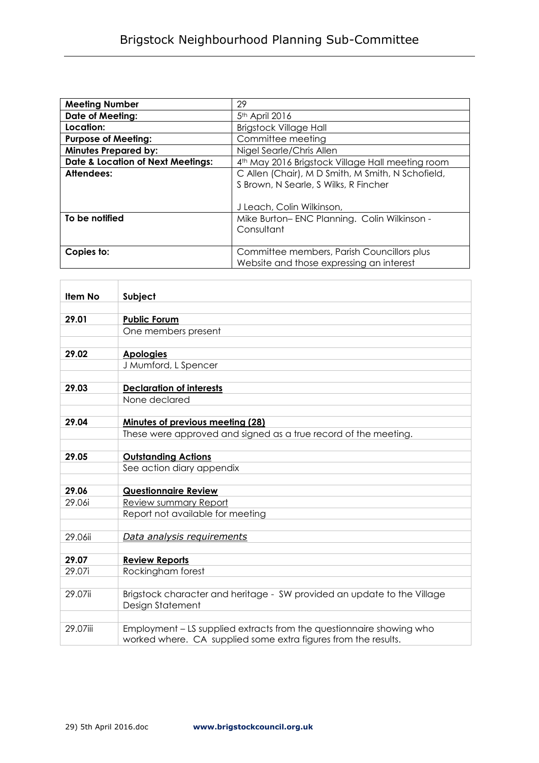# Brigstock Neighbourhood Planning Sub-Committee

| **Meeting Number** | 29 |
|---|---|
| **Date of Meeting:** | 5th April 2016 |
| **Location:** | Brigstock Village Hall |
| **Purpose of Meeting:** | Committee meeting |
| **Minutes Prepared by:** | Nigel Searle/Chris Allen |
| **Date & Location of Next Meetings:** | 4th May 2016 Brigstock Village Hall meeting room |
| **Attendees:** | C Allen (Chair), M D Smith, M Smith, N Schofield, S Brown, N Searle, S Wilks, R Fincher<br><br>J Leach, Colin Wilkinson, |
| **To be notified** | Mike Burton– ENC Planning. Colin Wilkinson - Consultant |
| **Copies to:** | Committee members, Parish Councillors plus Website and those expressing an interest |

| **Item No** | **Subject** |
|---|---|
| | |
| **29.01** | **<u>Public Forum</u>** |
| | One members present |
| | |
| **29.02** | **<u>Apologies</u>** |
| | J Mumford, L Spencer |
| | |
| **29.03** | **<u>Declaration of interests</u>** |
| | None declared |
| | |
| **29.04** | **<u>Minutes of previous meeting (28)</u>** |
| | These were approved and signed as a true record of the meeting. |
| | |
| **29.05** | **<u>Outstanding Actions</u>** |
| | See action diary appendix |
| | |
| **29.06** | **<u>Questionnaire Review</u>** |
| 29.06i | <u>Review summary Report</u> |
| | Report not available for meeting |
| | |
| 29.06ii | *<u>Data analysis requirements</u>* |
| | |
| **29.07** | **<u>Review Reports</u>** |
| 29.07i | Rockingham forest |
| | |
| 29.07ii | Brigstock character and heritage - SW provided an update to the Village Design Statement |
| | |
| 29.07iii | Employment – LS supplied extracts from the questionnaire showing who worked where. CA supplied some extra figures from the results. |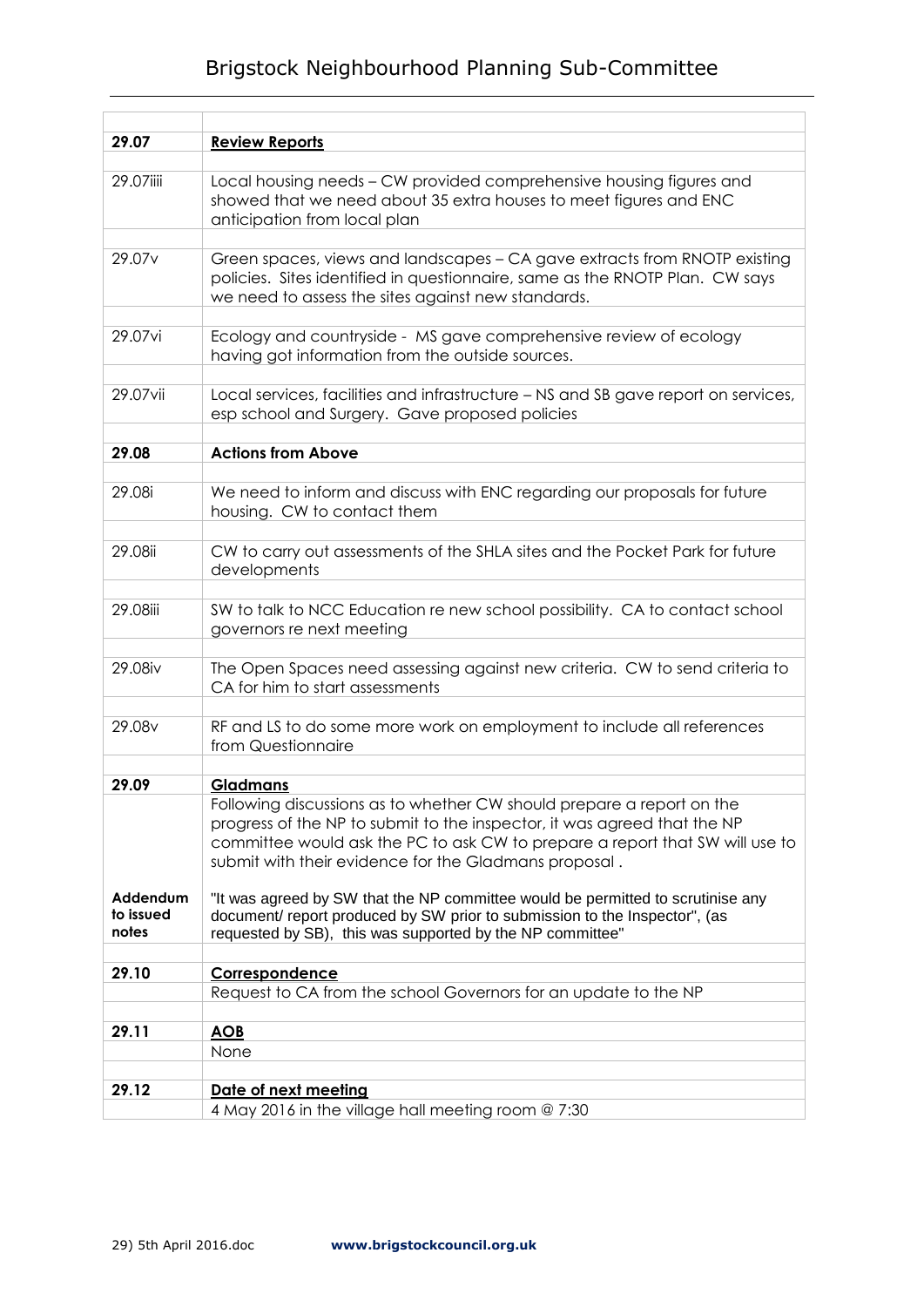| | |
|---|---|
| **29.07** | **Review Reports** |
| 29.07iiii | Local housing needs – CW provided comprehensive housing figures and showed that we need about 35 extra houses to meet figures and ENC anticipation from local plan |
| 29.07v | Green spaces, views and landscapes – CA gave extracts from RNOTP existing policies. Sites identified in questionnaire, same as the RNOTP Plan. CW says we need to assess the sites against new standards. |
| 29.07vi | Ecology and countryside - MS gave comprehensive review of ecology having got information from the outside sources. |
| 29.07vii | Local services, facilities and infrastructure – NS and SB gave report on services, esp school and Surgery. Gave proposed policies |
| **29.08** | **Actions from Above** |
| 29.08i | We need to inform and discuss with ENC regarding our proposals for future housing. CW to contact them |
| 29.08ii | CW to carry out assessments of the SHLA sites and the Pocket Park for future developments |
| 29.08iii | SW to talk to NCC Education re new school possibility. CA to contact school governors re next meeting |
| 29.08iv | The Open Spaces need assessing against new criteria. CW to send criteria to CA for him to start assessments |
| 29.08v | RF and LS to do some more work on employment to include all references from Questionnaire |
| **29.09** | **Gladmans** |
| | Following discussions as to whether CW should prepare a report on the progress of the NP to submit to the inspector, it was agreed that the NP committee would ask the PC to ask CW to prepare a report that SW will use to submit with their evidence for the Gladmans proposal . |
| **Addendum to issued notes** | "It was agreed by SW that the NP committee would be permitted to scrutinise any document/ report produced by SW prior to submission to the Inspector", (as requested by SB), this was supported by the NP committee" |
| **29.10** | **Correspondence** |
| | Request to CA from the school Governors for an update to the NP |
| **29.11** | **AOB** |
| | None |
| **29.12** | **Date of next meeting** |
| | 4 May 2016 in the village hall meeting room @ 7:30 |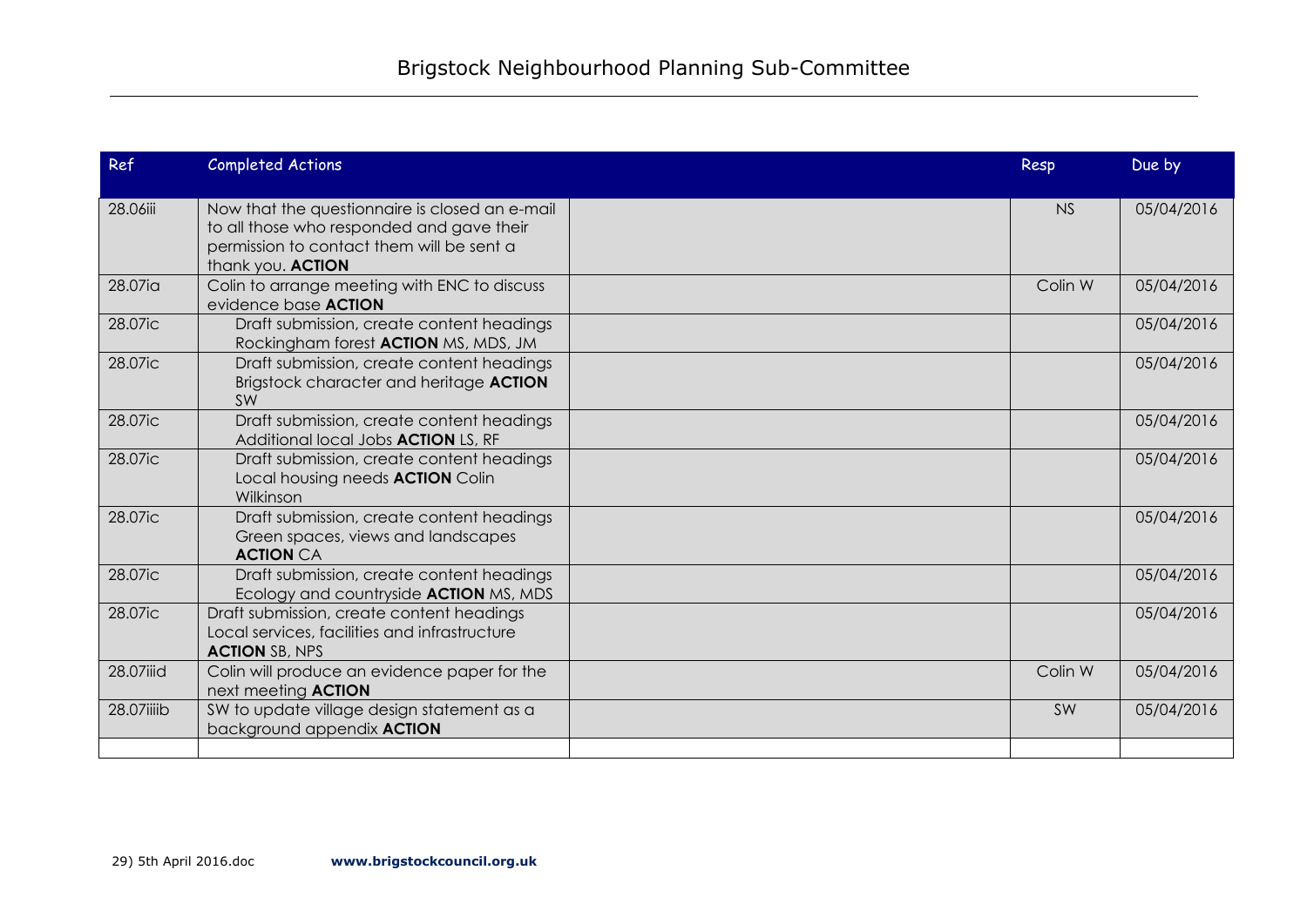# Brigstock Neighbourhood Planning Sub-Committee

| Ref | Completed Actions | | Resp | Due by |
|---|---|---|---|---|
| 28.06iii | Now that the questionnaire is closed an e-mail to all those who responded and gave their permission to contact them will be sent a thank you. **ACTION** | | NS | 05/04/2016 |
| 28.07ia | Colin to arrange meeting with ENC to discuss evidence base **ACTION** | | Colin W | 05/04/2016 |
| 28.07ic | Draft submission, create content headings Rockingham forest **ACTION** MS, MDS, JM | | | 05/04/2016 |
| 28.07ic | Draft submission, create content headings Brigstock character and heritage **ACTION** SW | | | 05/04/2016 |
| 28.07ic | Draft submission, create content headings Additional local Jobs **ACTION** LS, RF | | | 05/04/2016 |
| 28.07ic | Draft submission, create content headings Local housing needs **ACTION** Colin Wilkinson | | | 05/04/2016 |
| 28.07ic | Draft submission, create content headings Green spaces, views and landscapes **ACTION** CA | | | 05/04/2016 |
| 28.07ic | Draft submission, create content headings Ecology and countryside **ACTION** MS, MDS | | | 05/04/2016 |
| 28.07ic | Draft submission, create content headings Local services, facilities and infrastructure **ACTION** SB, NPS | | | 05/04/2016 |
| 28.07iiid | Colin will produce an evidence paper for the next meeting **ACTION** | | Colin W | 05/04/2016 |
| 28.07iiiib | SW to update village design statement as a background appendix **ACTION** | | SW | 05/04/2016 |
| | | | | |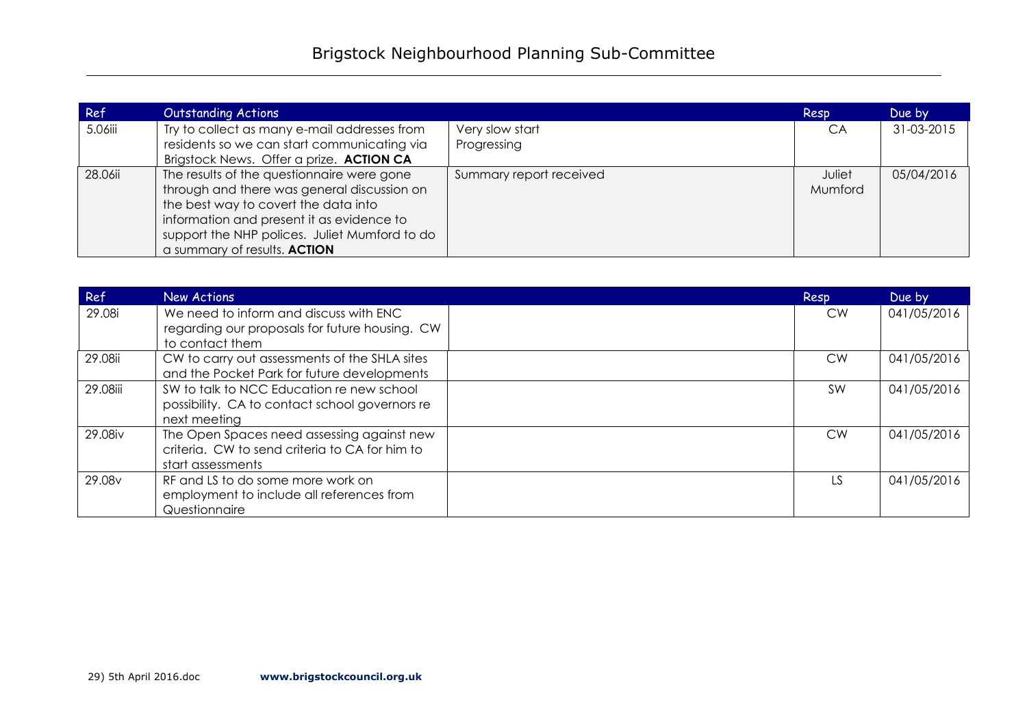| Ref | Outstanding Actions | | Resp | Due by |
|---|---|---|---|---|
| 5.06iii | Try to collect as many e-mail addresses from residents so we can start communicating via Brigstock News. Offer a prize. **ACTION CA** | Very slow start Progressing | CA | 31-03-2015 |
| 28.06ii | The results of the questionnaire were gone through and there was general discussion on the best way to covert the data into information and present it as evidence to support the NHP polices. Juliet Mumford to do a summary of results. **ACTION** | Summary report received | Juliet Mumford | 05/04/2016 |

| Ref | New Actions | | Resp | Due by |
|---|---|---|---|---|
| 29.08i | We need to inform and discuss with ENC regarding our proposals for future housing. CW to contact them | | CW | 041/05/2016 |
| 29.08ii | CW to carry out assessments of the SHLA sites and the Pocket Park for future developments | | CW | 041/05/2016 |
| 29.08iii | SW to talk to NCC Education re new school possibility. CA to contact school governors re next meeting | | SW | 041/05/2016 |
| 29.08iv | The Open Spaces need assessing against new criteria. CW to send criteria to CA for him to start assessments | | CW | 041/05/2016 |
| 29.08v | RF and LS to do some more work on employment to include all references from Questionnaire | | LS | 041/05/2016 |